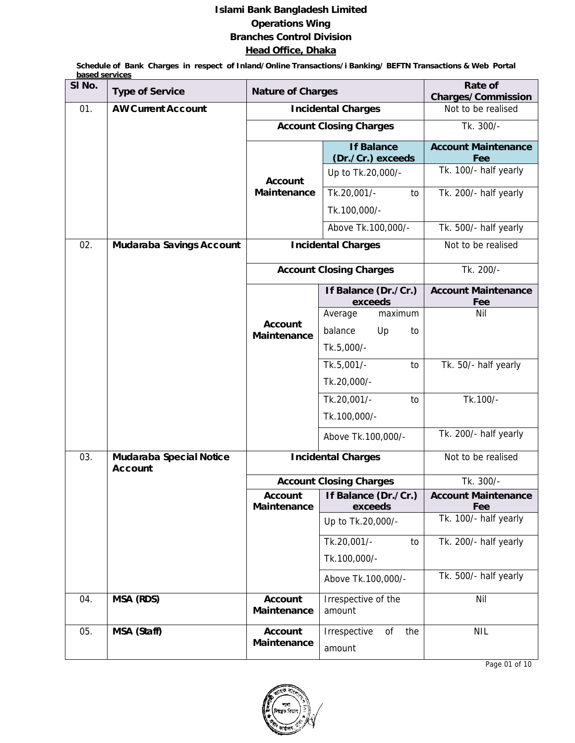**Islami Bank Bangladesh Limited**

**Operations Wing**

**Branches Control Division**

**Head Office, Dhaka**

**Schedule of Bank Charges in respect of Inland/Online Transactions/i Banking/ BEFTN Transactions & Web Portal based services**

| Sl No. | Type of Service | Nature of Charges | | Rate of Charges/Commission |
|---|---|---|---|---|
| 01. | **AW Current Account** | **Incidental Charges** | | Not to be realised |
| | | **Account Closing Charges** | | Tk. 300/- |
| | | **Account Maintenance** | **If Balance (Dr./Cr.) exceeds** | **Account Maintenance Fee** |
| | | | Up to Tk.20,000/- | Tk. 100/- half yearly |
| | | | Tk.20,001/- to Tk.100,000/- | Tk. 200/- half yearly |
| | | | Above Tk.100,000/- | Tk. 500/- half yearly |
| 02. | **Mudaraba Savings Account** | **Incidental Charges** | | Not to be realised |
| | | **Account Closing Charges** | | Tk. 200/- |
| | | **Account Maintenance** | **If Balance (Dr./Cr.) exceeds** | **Account Maintenance Fee** |
| | | | Average maximum balance Up to Tk.5,000/- | Nil |
| | | | Tk.5,001/- to Tk.20,000/- | Tk. 50/- half yearly |
| | | | Tk.20,001/- to Tk.100,000/- | Tk.100/- |
| | | | Above Tk.100,000/- | Tk. 200/- half yearly |
| 03. | **Mudaraba Special Notice Account** | **Incidental Charges** | | Not to be realised |
| | | **Account Closing Charges** | | Tk. 300/- |
| | | **Account Maintenance** | **If Balance (Dr./Cr.) exceeds** | **Account Maintenance Fee** |
| | | | Up to Tk.20,000/- | Tk. 100/- half yearly |
| | | | Tk.20,001/- to Tk.100,000/- | Tk. 200/- half yearly |
| | | | Above Tk.100,000/- | Tk. 500/- half yearly |
| 04. | **MSA (RDS)** | **Account Maintenance** | Irrespective of the amount | Nil |
| 05. | **MSA (Staff)** | **Account Maintenance** | Irrespective of the amount | NIL |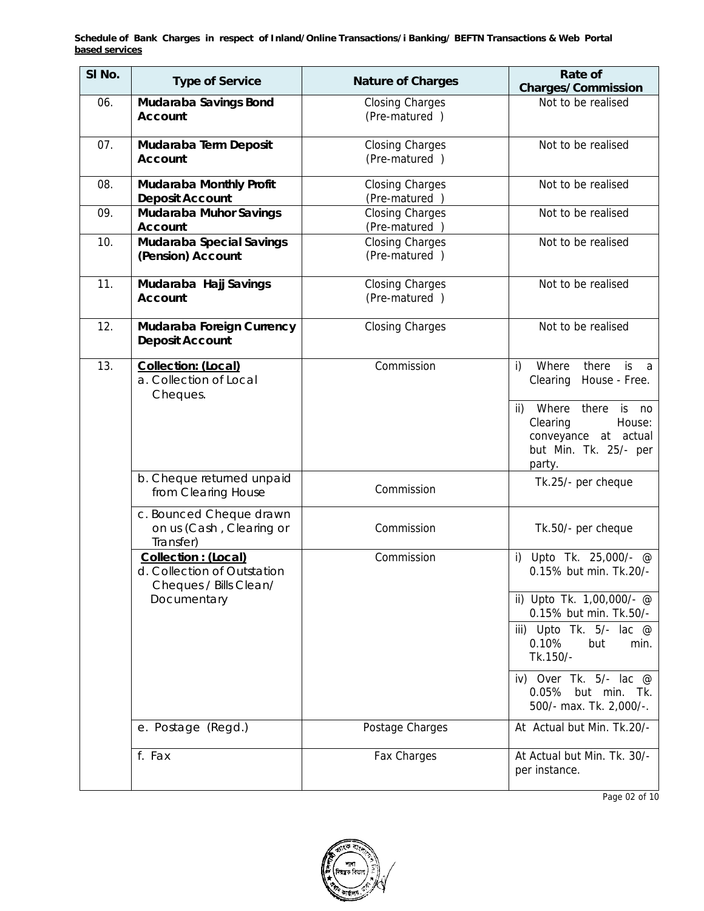**Schedule of Bank Charges in respect of Inland/Online Transactions/i Banking/ BEFTN Transactions & Web Portal based services**

| Sl No. | Type of Service | Nature of Charges | Rate of Charges/Commission |
|---|---|---|---|
| 06. | **Mudaraba Savings Bond Account** | Closing Charges (Pre-matured ) | Not to be realised |
| 07. | **Mudaraba Term Deposit Account** | Closing Charges (Pre-matured ) | Not to be realised |
| 08. | **Mudaraba Monthly Profit Deposit Account** | Closing Charges (Pre-matured ) | Not to be realised |
| 09. | **Mudaraba Muhor Savings Account** | Closing Charges (Pre-matured ) | Not to be realised |
| 10. | **Mudaraba Special Savings (Pension) Account** | Closing Charges (Pre-matured ) | Not to be realised |
| 11. | **Mudaraba Hajj Savings Account** | Closing Charges (Pre-matured ) | Not to be realised |
| 12. | **Mudaraba Foreign Currency Deposit Account** | Closing Charges | Not to be realised |
| 13. | **Collection: (Local)** a. Collection of Local Cheques. | Commission | i) Where there is a Clearing House - Free. |
| | | | ii) Where there is no Clearing House: conveyance at actual but Min. Tk. 25/- per party. |
| | b. Cheque returned unpaid from Clearing House | Commission | Tk.25/- per cheque |
| | c. Bounced Cheque drawn on us (Cash , Clearing or Transfer) | Commission | Tk.50/- per cheque |
| | **Collection : (Local)** d. Collection of Outstation Cheques / Bills Clean/ Documentary | Commission | i) Upto Tk. 25,000/- @ 0.15% but min. Tk.20/- |
| | | | ii) Upto Tk. 1,00,000/- @ 0.15% but min. Tk.50/- |
| | | | iii) Upto Tk. 5/- lac @ 0.10% but min. Tk.150/- |
| | | | iv) Over Tk. 5/- lac @ 0.05% but min. Tk. 500/- max. Tk. 2,000/-. |
| | e. Postage (Regd.) | Postage Charges | At Actual but Min. Tk.20/- |
| | f. Fax | Fax Charges | At Actual but Min. Tk. 30/- per instance. |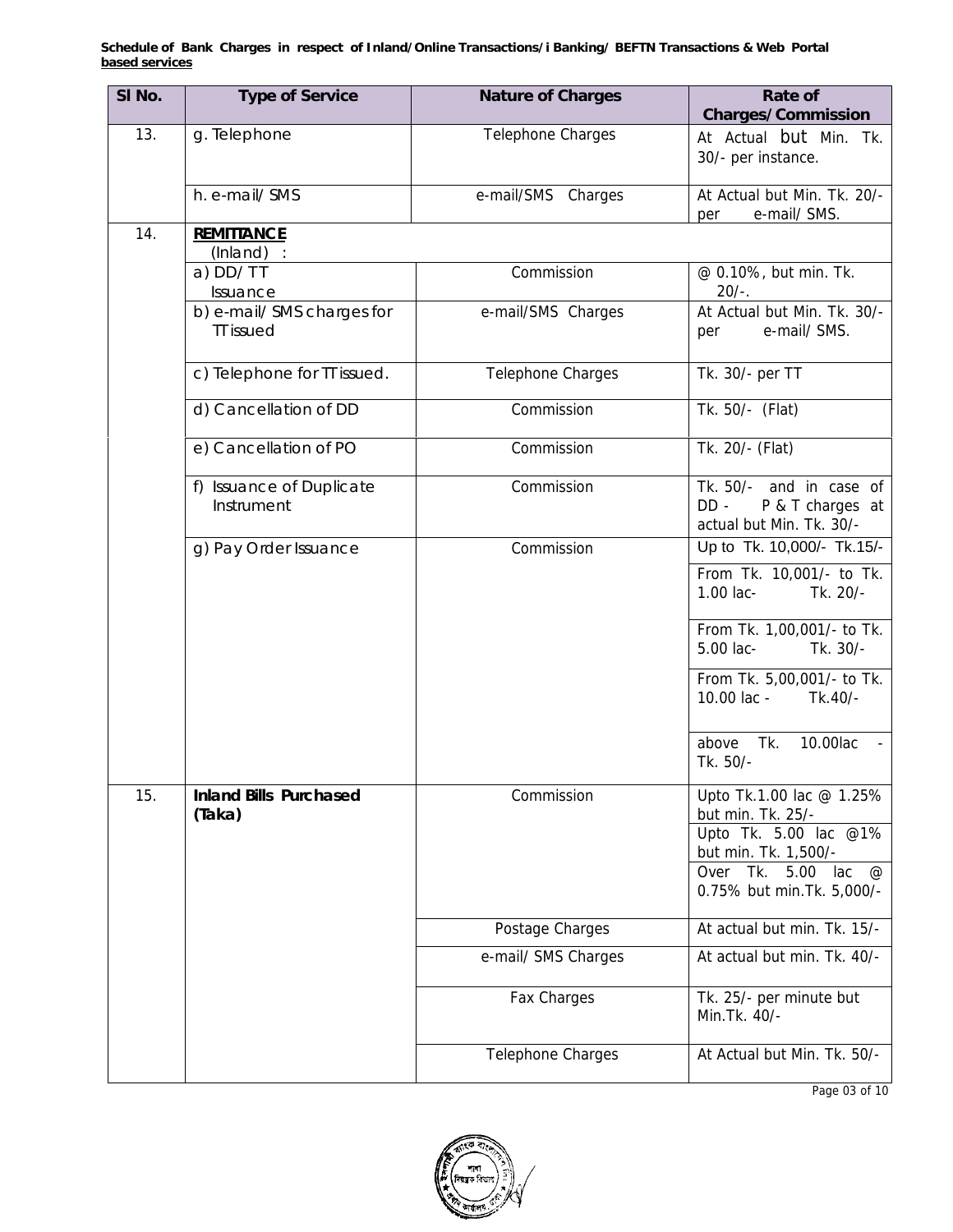**Schedule of Bank Charges in respect of Inland/Online Transactions/i Banking/ BEFTN Transactions & Web Portal based services**

| Sl No. | Type of Service | Nature of Charges | Rate of Charges/Commission |
|---|---|---|---|
| 13. | g. Telephone | Telephone Charges | At Actual but Min. Tk. 30/- per instance. |
| | h. e-mail/ SMS | e-mail/SMS Charges | At Actual but Min. Tk. 20/- per e-mail/ SMS. |
| 14. | **REMITTANCE** (Inland) : | | |
| | a) DD/ TT Issuance | Commission | @ 0.10%, but min. Tk. 20/-. |
| | b) e-mail/ SMS charges for TT issued | e-mail/SMS Charges | At Actual but Min. Tk. 30/- per e-mail/ SMS. |
| | c) Telephone for TT issued. | Telephone Charges | Tk. 30/- per TT |
| | d) Cancellation of DD | Commission | Tk. 50/- (Flat) |
| | e) Cancellation of PO | Commission | Tk. 20/- (Flat) |
| | f) Issuance of Duplicate Instrument | Commission | Tk. 50/- and in case of DD - P & T charges at actual but Min. Tk. 30/- |
| | g) Pay Order Issuance | Commission | Up to Tk. 10,000/- Tk.15/- |
| | | | From Tk. 10,001/- to Tk. 1.00 lac- Tk. 20/- |
| | | | From Tk. 1,00,001/- to Tk. 5.00 lac- Tk. 30/- |
| | | | From Tk. 5,00,001/- to Tk. 10.00 lac - Tk.40/- |
| | | | above Tk. 10.00lac - Tk. 50/- |
| 15. | **Inland Bills Purchased (Taka)** | Commission | Upto Tk.1.00 lac @ 1.25% but min. Tk. 25/- |
| | | | Upto Tk. 5.00 lac @1% but min. Tk. 1,500/- |
| | | | Over Tk. 5.00 lac @ 0.75% but min.Tk. 5,000/- |
| | | Postage Charges | At actual but min. Tk. 15/- |
| | | e-mail/ SMS Charges | At actual but min. Tk. 40/- |
| | | Fax Charges | Tk. 25/- per minute but Min.Tk. 40/- |
| | | Telephone Charges | At Actual but Min. Tk. 50/- |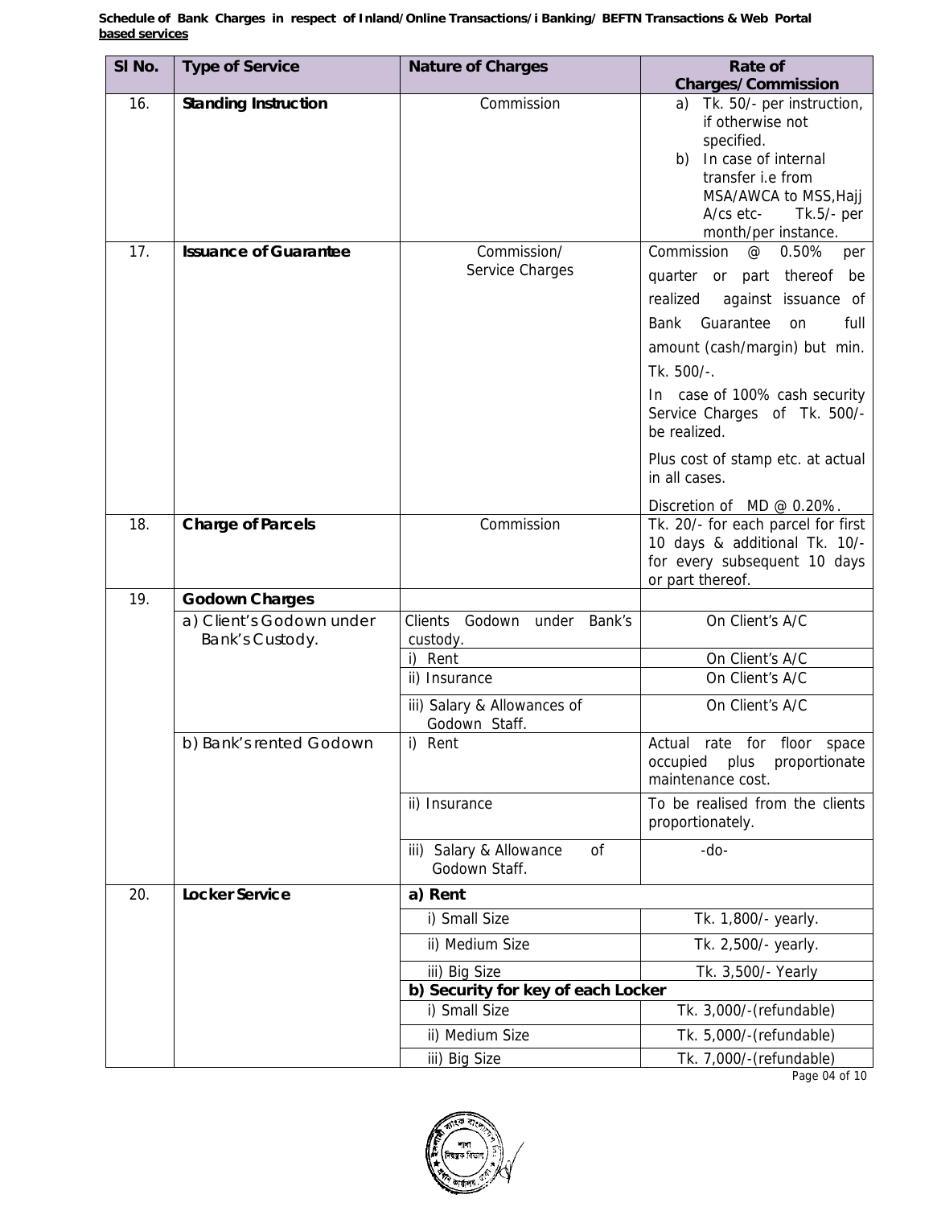**Schedule of Bank Charges in respect of Inland/Online Transactions/i Banking/ BEFTN Transactions & Web Portal based services**

| Sl No. | Type of Service | Nature of Charges | Rate of Charges/Commission |
|---|---|---|---|
| 16. | **Standing Instruction** | Commission | a) Tk. 50/- per instruction, if otherwise not specified.<br>b) In case of internal transfer i.e from MSA/AWCA to MSS,Hajj A/cs etc- Tk.5/- per month/per instance. |
| 17. | **Issuance of Guarantee** | Commission/ Service Charges | Commission @ 0.50% per quarter or part thereof be realized against issuance of Bank Guarantee on full amount (cash/margin) but min. Tk. 500/-.<br>In case of 100% cash security Service Charges of Tk. 500/- be realized.<br>Plus cost of stamp etc. at actual in all cases.<br>Discretion of MD @ 0.20%. |
| 18. | **Charge of Parcels** | Commission | Tk. 20/- for each parcel for first 10 days & additional Tk. 10/- for every subsequent 10 days or part thereof. |
| 19. | **Godown Charges** | | |
| | a) Client's Godown under Bank's Custody. | Clients Godown under Bank's custody. | On Client's A/C |
| | | i) Rent | On Client's A/C |
| | | ii) Insurance | On Client's A/C |
| | | iii) Salary & Allowances of Godown Staff. | On Client's A/C |
| | b) Bank's rented Godown | i) Rent | Actual rate for floor space occupied plus proportionate maintenance cost. |
| | | ii) Insurance | To be realised from the clients proportionately. |
| | | iii) Salary & Allowance of Godown Staff. | -do- |
| 20. | **Locker Service** | **a) Rent** | |
| | | i) Small Size | Tk. 1,800/- yearly. |
| | | ii) Medium Size | Tk. 2,500/- yearly. |
| | | iii) Big Size | Tk. 3,500/- Yearly |
| | | **b) Security for key of each Locker** | |
| | | i) Small Size | Tk. 3,000/-(refundable) |
| | | ii) Medium Size | Tk. 5,000/-(refundable) |
| | | iii) Big Size | Tk. 7,000/-(refundable) |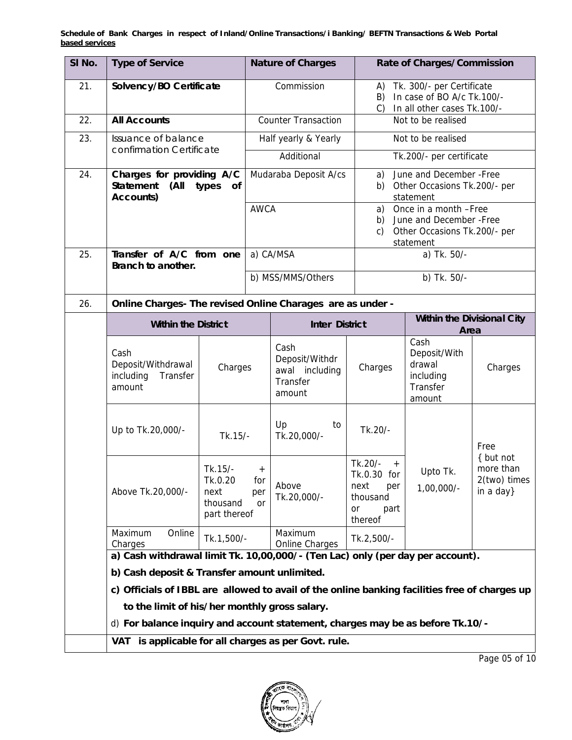**Schedule of Bank Charges in respect of Inland/Online Transactions/i Banking/ BEFTN Transactions & Web Portal based services**

| Sl No. | Type of Service | Nature of Charges | Rate of Charges/Commission |
|---|---|---|---|
| 21. | **Solvency/BO Certificate** | Commission | A) Tk. 300/- per Certificate<br>B) In case of BO A/c Tk.100/-<br>C) In all other cases Tk.100/- |
| 22. | **All Accounts** | Counter Transaction | Not to be realised |
| 23. | Issuance of balance confirmation Certificate | Half yearly & Yearly | Not to be realised |
| | | Additional | Tk.200/- per certificate |
| 24. | **Charges for providing A/C Statement (All types of Accounts)** | Mudaraba Deposit A/cs | a) June and December -Free<br>b) Other Occasions Tk.200/- per statement |
| | | AWCA | a) Once in a month –Free<br>b) June and December -Free<br>c) Other Occasions Tk.200/- per statement |
| 25. | **Transfer of A/C from one Branch to another.** | a) CA/MSA | a) Tk. 50/- |
| | | b) MSS/MMS/Others | b) Tk. 50/- |
| 26. | **Online Charges- The revised Online Charages are as under -** | | |

| Within the District | | Inter District | | Within the Divisional City Area | |
|---|---|---|---|---|---|
| Cash Deposit/Withdrawal including Transfer amount | Charges | Cash Deposit/Withdrawal including Transfer amount | Charges | Cash Deposit/Withdrawal including Transfer amount | Charges |
| Up to Tk.20,000/- | Tk.15/- | Up to Tk.20,000/- | Tk.20/- | Upto Tk. 1,00,000/- | Free { but not more than 2(two) times in a day} |
| Above Tk.20,000/- | Tk.15/- + Tk.0.20 for next per thousand or part thereof | Above Tk.20,000/- | Tk.20/- + Tk.0.30 for next per thousand or part thereof | | |
| Maximum Online Charges | Tk.1,500/- | Maximum Online Charges | Tk.2,500/- | | |

**a) Cash withdrawal limit Tk. 10,00,000/- (Ten Lac) only (per day per account).**

**b) Cash deposit & Transfer amount unlimited.**

**c) Officials of IBBL are allowed to avail of the online banking facilities free of charges up to the limit of his/her monthly gross salary.**

d) **For balance inquiry and account statement, charges may be as before Tk.10/-**

**VAT is applicable for all charges as per Govt. rule.**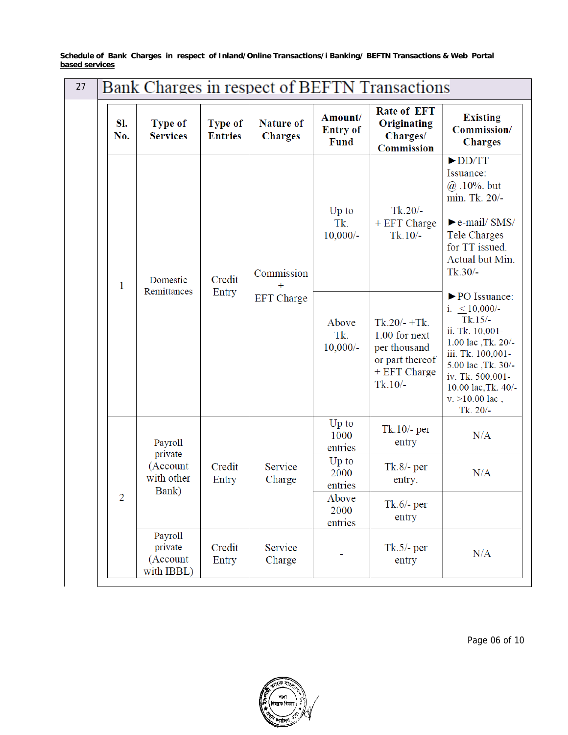**Schedule of Bank Charges in respect of Inland/Online Transactions/i Banking/ BEFTN Transactions & Web Portal based services**

## 27 Bank Charges in respect of BEFTN Transactions

| Sl. No. | Type of Services | Type of Entries | Nature of Charges | Amount/ Entry of Fund | Rate of EFT Originating Charges/ Commission | Existing Commission/ Charges |
|---|---|---|---|---|---|---|
| 1 | Domestic Remittances | Credit Entry | Commission + EFT Charge | Up to Tk. 10,000/- | Tk.20/- + EFT Charge Tk.10/- | ►DD/TT Issuance: @ .10%. but min. Tk. 20/- ►e-mail/ SMS/ Tele Charges for TT issued. Actual but Min. Tk.30/- ►PO Issuance: i. ≤ 10,000/- Tk.15/- ii. Tk. 10,001-1.00 lac ,Tk. 20/- iii. Tk. 100,001-5.00 lac ,Tk. 30/- iv. Tk. 500,001-10.00 lac,Tk. 40/- v. >10.00 lac , Tk. 20/- |
| | | | | Above Tk. 10,000/- | Tk.20/- +Tk. 1.00 for next per thousand or part thereof + EFT Charge Tk.10/- | |
| 2 | Payroll private (Account with other Bank) | Credit Entry | Service Charge | Up to 1000 entries | Tk.10/- per entry | N/A |
| | | | | Up to 2000 entries | Tk.8/- per entry. | N/A |
| | | | | Above 2000 entries | Tk.6/- per entry | |
| | Payroll private (Account with IBBL) | Credit Entry | Service Charge | - | Tk.5/- per entry | N/A |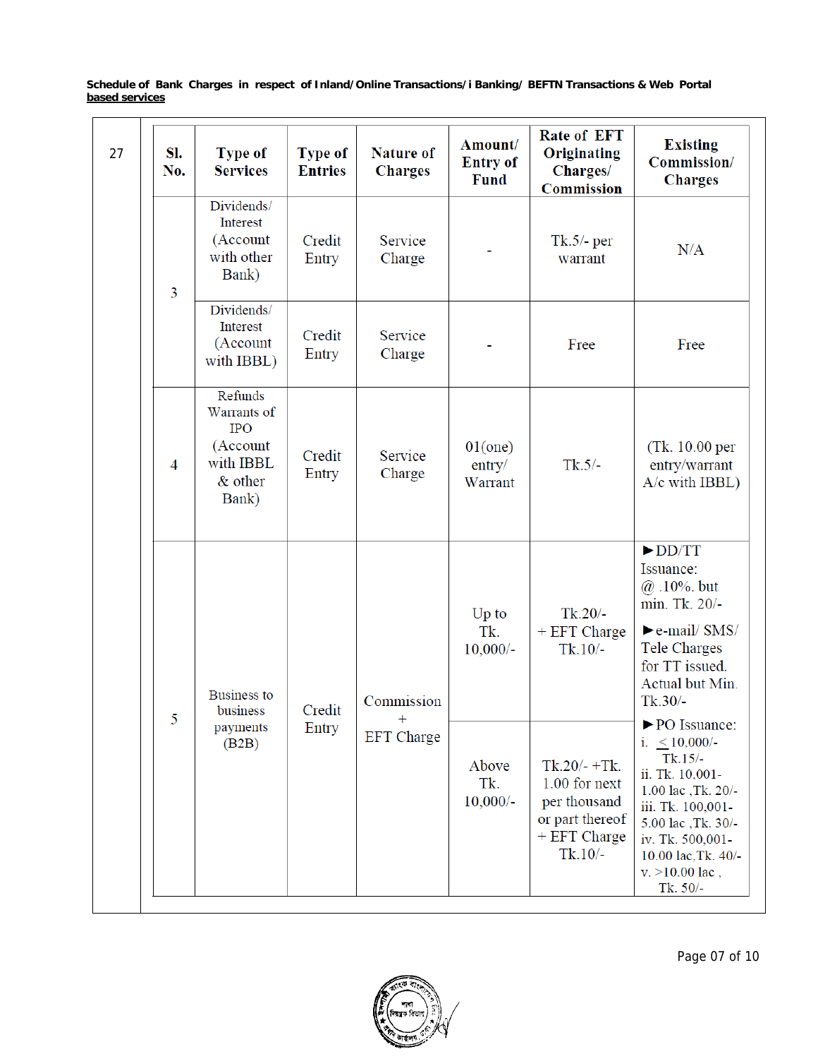**Schedule of Bank Charges in respect of Inland/Online Transactions/i Banking/ BEFTN Transactions & Web Portal based services**

27

| Sl. No. | Type of Services | Type of Entries | Nature of Charges | Amount/ Entry of Fund | Rate of EFT Originating Charges/ Commission | Existing Commission/ Charges |
|---|---|---|---|---|---|---|
| 3 | Dividends/ Interest (Account with other Bank) | Credit Entry | Service Charge | - | Tk.5/- per warrant | N/A |
| | Dividends/ Interest (Account with IBBL) | Credit Entry | Service Charge | - | Free | Free |
| 4 | Refunds Warrants of IPO (Account with IBBL & other Bank) | Credit Entry | Service Charge | 01(one) entry/ Warrant | Tk.5/- | (Tk. 10.00 per entry/warrant A/c with IBBL) |
| 5 | Business to business payments (B2B) | Credit Entry | Commission + EFT Charge | Up to Tk. 10,000/- | Tk.20/- + EFT Charge Tk.10/- | ►DD/TT Issuance: @ .10%. but min. Tk. 20/- ►e-mail/ SMS/ Tele Charges for TT issued. Actual but Min. Tk.30/- ►PO Issuance: i. ≤ 10,000/- Tk.15/- ii. Tk. 10,001- 1.00 lac ,Tk. 20/- iii. Tk. 100,001- 5.00 lac ,Tk. 30/- iv. Tk. 500,001- 10.00 lac,Tk. 40/- v. >10.00 lac , Tk. 50/- |
| | | | | Above Tk. 10,000/- | Tk.20/- +Tk. 1.00 for next per thousand or part thereof + EFT Charge Tk.10/- | |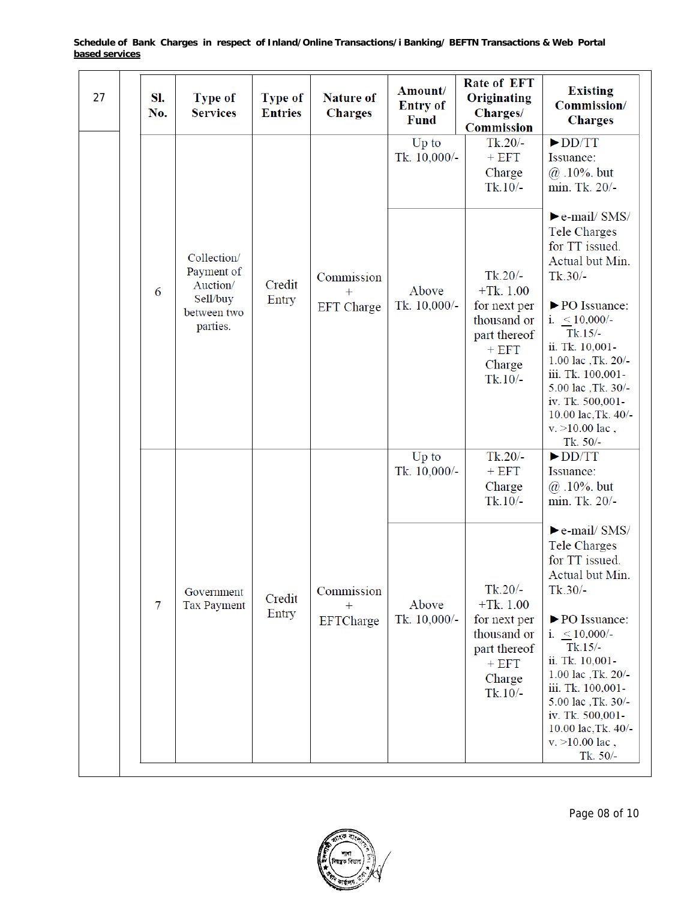**Schedule of Bank Charges in respect of Inland/Online Transactions/i Banking/ BEFTN Transactions & Web Portal based services**

| 27 | Sl. No. | Type of Services | Type of Entries | Nature of Charges | Amount/ Entry of Fund | Rate of EFT Originating Charges/ Commission | Existing Commission/ Charges |
|---|---|---|---|---|---|---|---|
| | 6 | Collection/ Payment of Auction/ Sell/buy between two parties. | Credit Entry | Commission + EFT Charge | Up to Tk. 10,000/- | Tk.20/- + EFT Charge Tk.10/- | ►DD/TT Issuance: @ .10%. but min. Tk. 20/- ►e-mail/ SMS/ Tele Charges for TT issued. Actual but Min. Tk.30/- ►PO Issuance: i. ≤10,000/- Tk.15/- ii. Tk. 10,001-1.00 lac ,Tk. 20/- iii. Tk. 100,001-5.00 lac ,Tk. 30/- iv. Tk. 500,001-10.00 lac,Tk. 40/- v. >10.00 lac , Tk. 50/- |
| | | | | | Above Tk. 10,000/- | Tk.20/- +Tk. 1.00 for next per thousand or part thereof + EFT Charge Tk.10/- | |
| | 7 | Government Tax Payment | Credit Entry | Commission + EFTCharge | Up to Tk. 10,000/- | Tk.20/- + EFT Charge Tk.10/- | ►DD/TT Issuance: @ .10%. but min. Tk. 20/- ►e-mail/ SMS/ Tele Charges for TT issued. Actual but Min. Tk.30/- ►PO Issuance: i. ≤10,000/- Tk.15/- ii. Tk. 10,001-1.00 lac ,Tk. 20/- iii. Tk. 100,001-5.00 lac ,Tk. 30/- iv. Tk. 500,001-10.00 lac,Tk. 40/- v. >10.00 lac , Tk. 50/- |
| | | | | | Above Tk. 10,000/- | Tk.20/- +Tk. 1.00 for next per thousand or part thereof + EFT Charge Tk.10/- | |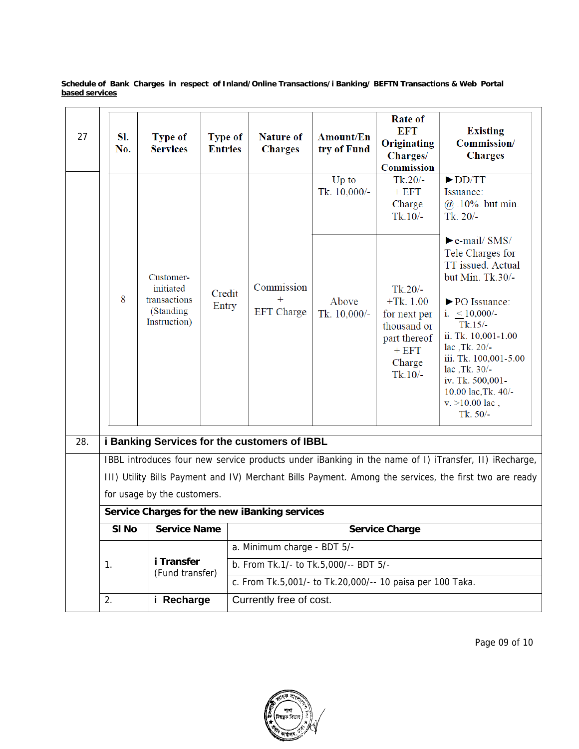**Schedule of Bank Charges in respect of Inland/Online Transactions/i Banking/ BEFTN Transactions & Web Portal based services**

27

| Sl. No. | Type of Services | Type of Entries | Nature of Charges | Amount/Entry of Fund | Rate of EFT Originating Charges/ Commission | Existing Commission/ Charges |
|---|---|---|---|---|---|---|
| 8 | Customer-initiated transactions (Standing Instruction) | Credit Entry | Commission + EFT Charge | Up to Tk. 10,000/- | Tk.20/- + EFT Charge Tk.10/- | ►DD/TT Issuance: @ .10%. but min. Tk. 20/- ►e-mail/ SMS/ Tele Charges for TT issued. Actual but Min. Tk.30/- ►PO Issuance: i. ≤ 10,000/- Tk.15/- ii. Tk. 10,001-1.00 lac ,Tk. 20/- iii. Tk. 100,001-5.00 lac ,Tk. 30/- iv. Tk. 500,001-10.00 lac,Tk. 40/- v. >10.00 lac , Tk. 50/- |
| | | | | Above Tk. 10,000/- | Tk.20/- +Tk. 1.00 for next per thousand or part thereof + EFT Charge Tk.10/- | |

**28. i Banking Services for the customers of IBBL**

IBBL introduces four new service products under iBanking in the name of I) iTransfer, II) iRecharge, III) Utility Bills Payment and IV) Merchant Bills Payment. Among the services, the first two are ready for usage by the customers.

**Service Charges for the new iBanking services**

| Sl No | Service Name | Service Charge |
|---|---|---|
| 1. | **i Transfer** (Fund transfer) | a. Minimum charge - BDT 5/- |
| | | b. From Tk.1/- to Tk.5,000/-- BDT 5/- |
| | | c. From Tk.5,001/- to Tk.20,000/-- 10 paisa per 100 Taka. |
| 2. | **i Recharge** | Currently free of cost. |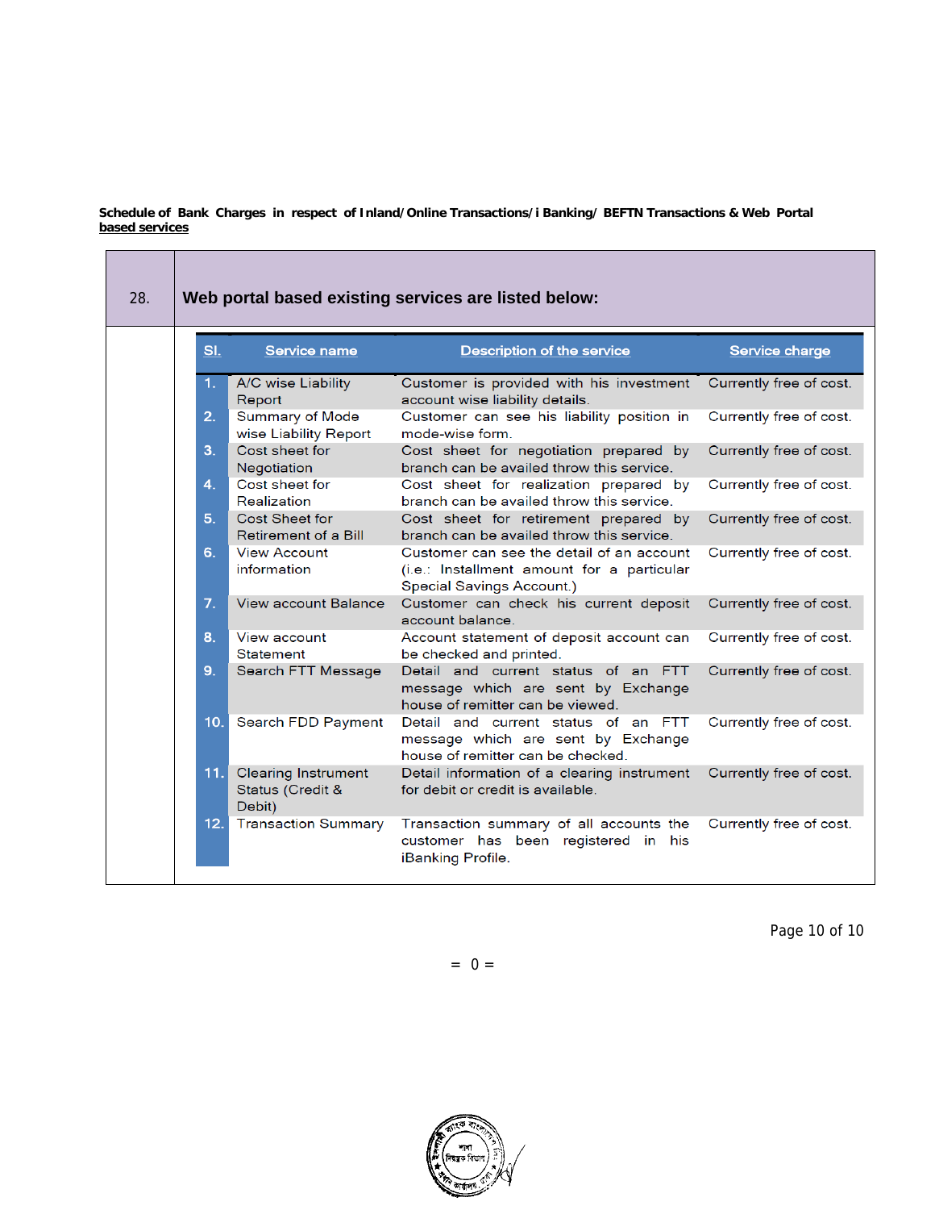**Schedule of Bank Charges in respect of Inland/Online Transactions/i Banking/ BEFTN Transactions & Web Portal based services**

| | |
|---|---|
| 28. | **Web portal based existing services are listed below:** |

| Sl. | Service name | Description of the service | Service charge |
|---|---|---|---|
| 1. | A/C wise Liability Report | Customer is provided with his investment account wise liability details. | Currently free of cost. |
| 2. | Summary of Mode wise Liability Report | Customer can see his liability position in mode-wise form. | Currently free of cost. |
| 3. | Cost sheet for Negotiation | Cost sheet for negotiation prepared by branch can be availed throw this service. | Currently free of cost. |
| 4. | Cost sheet for Realization | Cost sheet for realization prepared by branch can be availed throw this service. | Currently free of cost. |
| 5. | Cost Sheet for Retirement of a Bill | Cost sheet for retirement prepared by branch can be availed throw this service. | Currently free of cost. |
| 6. | View Account information | Customer can see the detail of an account (i.e.: Installment amount for a particular Special Savings Account.) | Currently free of cost. |
| 7. | View account Balance | Customer can check his current deposit account balance. | Currently free of cost. |
| 8. | View account Statement | Account statement of deposit account can be checked and printed. | Currently free of cost. |
| 9. | Search FTT Message | Detail and current status of an FTT message which are sent by Exchange house of remitter can be viewed. | Currently free of cost. |
| 10. | Search FDD Payment | Detail and current status of an FTT message which are sent by Exchange house of remitter can be checked. | Currently free of cost. |
| 11. | Clearing Instrument Status (Credit & Debit) | Detail information of a clearing instrument for debit or credit is available. | Currently free of cost. |
| 12. | Transaction Summary | Transaction summary of all accounts the customer has been registered in his iBanking Profile. | Currently free of cost. |

= 0 =